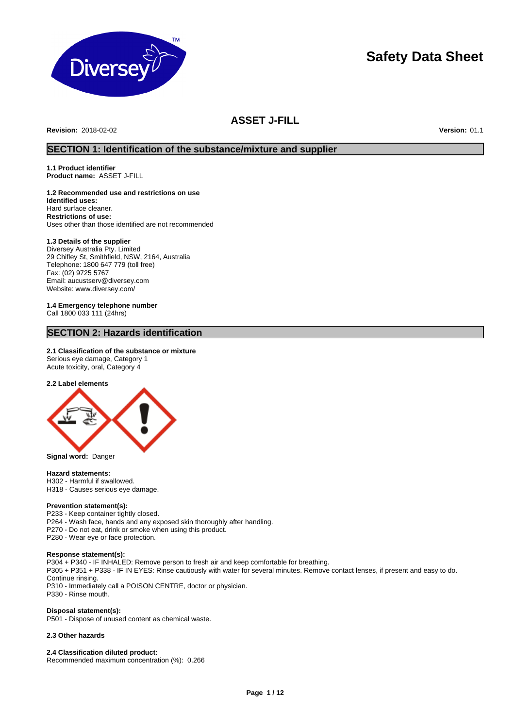# Safety Data Sheet

## ASSET J-FILL

**Revision:** 2018-02-02 **Version:** 01.1

## SECTION 1: Identification of the substance/mixture and supplier

**1.1 Product identifier**
**Product name:** ASSET J-FILL

**1.2 Recommended use and restrictions on use**
**Identified uses:**
Hard surface cleaner.
**Restrictions of use:**
Uses other than those identified are not recommended

**1.3 Details of the supplier**
Diversey Australia Pty. Limited
29 Chifley St, Smithfield, NSW, 2164, Australia
Telephone: 1800 647 779 (toll free)
Fax: (02) 9725 5767
Email: aucustserv@diversey.com
Website: www.diversey.com/

**1.4 Emergency telephone number**
Call 1800 033 111 (24hrs)

## SECTION 2: Hazards identification

**2.1 Classification of the substance or mixture**
Serious eye damage, Category 1
Acute toxicity, oral, Category 4

**2.2 Label elements**

**Signal word:** Danger

**Hazard statements:**
H302 - Harmful if swallowed.
H318 - Causes serious eye damage.

**Prevention statement(s):**
P233 - Keep container tightly closed.
P264 - Wash face, hands and any exposed skin thoroughly after handling.
P270 - Do not eat, drink or smoke when using this product.
P280 - Wear eye or face protection.

**Response statement(s):**
P304 + P340 - IF INHALED: Remove person to fresh air and keep comfortable for breathing.
P305 + P351 + P338 - IF IN EYES: Rinse cautiously with water for several minutes. Remove contact lenses, if present and easy to do. Continue rinsing.
P310 - Immediately call a POISON CENTRE, doctor or physician.
P330 - Rinse mouth.

**Disposal statement(s):**
P501 - Dispose of unused content as chemical waste.

**2.3 Other hazards**

**2.4 Classification diluted product:**
Recommended maximum concentration (%): 0.266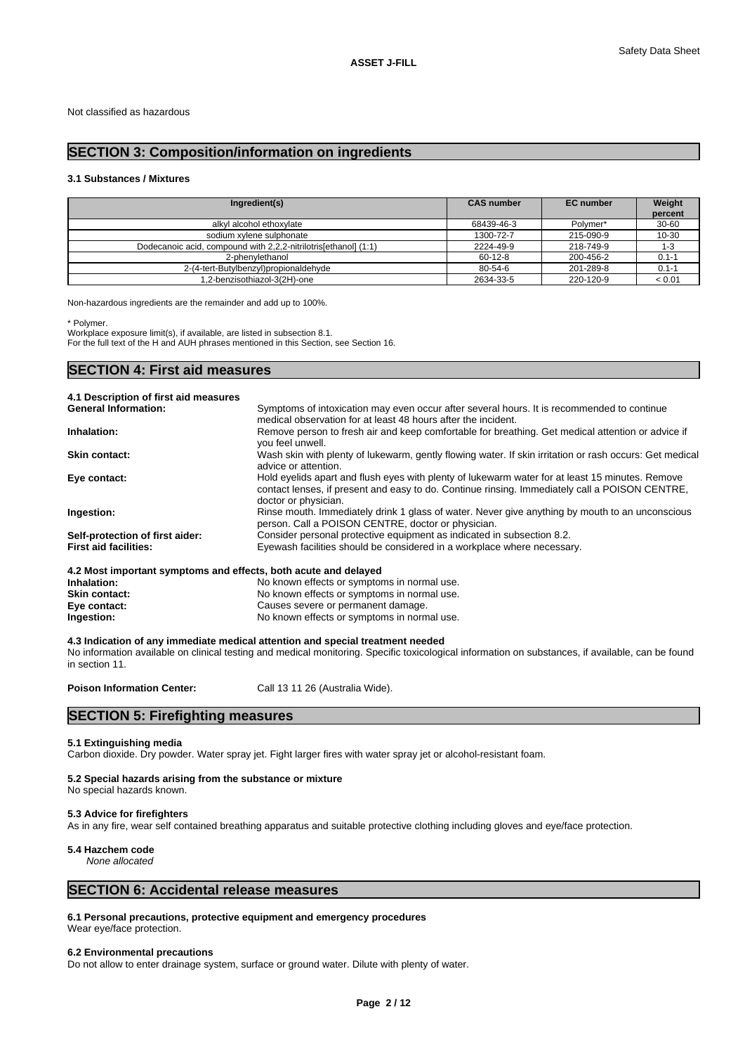Not classified as hazardous

## SECTION 3: Composition/information on ingredients

### 3.1 Substances / Mixtures

| Ingredient(s) | CAS number | EC number | Weight percent |
|---|---|---|---|
| alkyl alcohol ethoxylate | 68439-46-3 | Polymer* | 30-60 |
| sodium xylene sulphonate | 1300-72-7 | 215-090-9 | 10-30 |
| Dodecanoic acid, compound with 2,2,2-nitrilotris[ethanol] (1:1) | 2224-49-9 | 218-749-9 | 1-3 |
| 2-phenylethanol | 60-12-8 | 200-456-2 | 0.1-1 |
| 2-(4-tert-Butylbenzyl)propionaldehyde | 80-54-6 | 201-289-8 | 0.1-1 |
| 1,2-benzisothiazol-3(2H)-one | 2634-33-5 | 220-120-9 | < 0.01 |

Non-hazardous ingredients are the remainder and add up to 100%.

* Polymer.
Workplace exposure limit(s), if available, are listed in subsection 8.1.
For the full text of the H and AUH phrases mentioned in this Section, see Section 16.

## SECTION 4: First aid measures

### 4.1 Description of first aid measures

**General Information:** Symptoms of intoxication may even occur after several hours. It is recommended to continue medical observation for at least 48 hours after the incident.

**Inhalation:** Remove person to fresh air and keep comfortable for breathing. Get medical attention or advice if you feel unwell.

**Skin contact:** Wash skin with plenty of lukewarm, gently flowing water. If skin irritation or rash occurs: Get medical advice or attention.

**Eye contact:** Hold eyelids apart and flush eyes with plenty of lukewarm water for at least 15 minutes. Remove contact lenses, if present and easy to do. Continue rinsing. Immediately call a POISON CENTRE, doctor or physician.

**Ingestion:** Rinse mouth. Immediately drink 1 glass of water. Never give anything by mouth to an unconscious person. Call a POISON CENTRE, doctor or physician.

**Self-protection of first aider:** Consider personal protective equipment as indicated in subsection 8.2.

**First aid facilities:** Eyewash facilities should be considered in a workplace where necessary.

### 4.2 Most important symptoms and effects, both acute and delayed

**Inhalation:** No known effects or symptoms in normal use.
**Skin contact:** No known effects or symptoms in normal use.
**Eye contact:** Causes severe or permanent damage.
**Ingestion:** No known effects or symptoms in normal use.

### 4.3 Indication of any immediate medical attention and special treatment needed

No information available on clinical testing and medical monitoring. Specific toxicological information on substances, if available, can be found in section 11.

**Poison Information Center:** Call 13 11 26 (Australia Wide).

## SECTION 5: Firefighting measures

### 5.1 Extinguishing media

Carbon dioxide. Dry powder. Water spray jet. Fight larger fires with water spray jet or alcohol-resistant foam.

### 5.2 Special hazards arising from the substance or mixture

No special hazards known.

### 5.3 Advice for firefighters

As in any fire, wear self contained breathing apparatus and suitable protective clothing including gloves and eye/face protection.

### 5.4 Hazchem code

*None allocated*

## SECTION 6: Accidental release measures

### 6.1 Personal precautions, protective equipment and emergency procedures

Wear eye/face protection.

### 6.2 Environmental precautions

Do not allow to enter drainage system, surface or ground water. Dilute with plenty of water.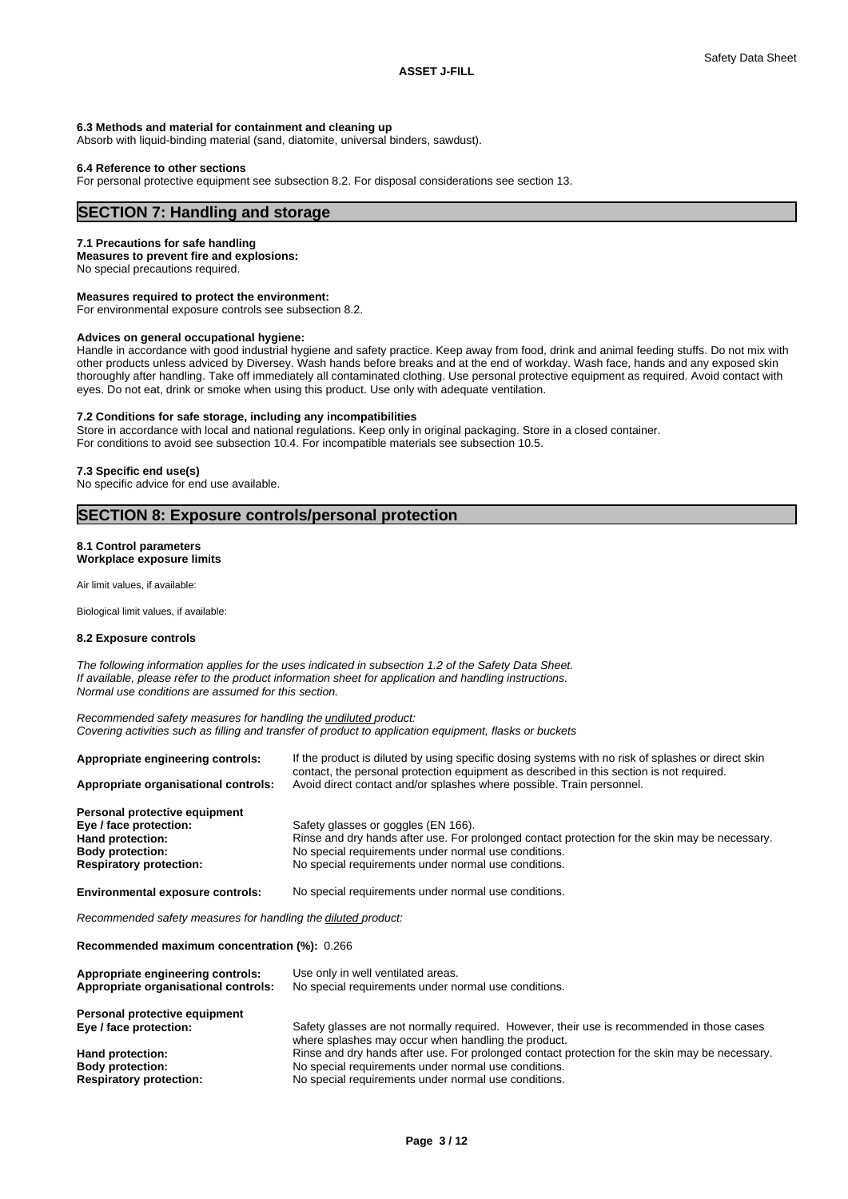**6.3 Methods and material for containment and cleaning up**

Absorb with liquid-binding material (sand, diatomite, universal binders, sawdust).

**6.4 Reference to other sections**

For personal protective equipment see subsection 8.2. For disposal considerations see section 13.

## SECTION 7: Handling and storage

**7.1 Precautions for safe handling**

**Measures to prevent fire and explosions:**

No special precautions required.

**Measures required to protect the environment:**

For environmental exposure controls see subsection 8.2.

**Advices on general occupational hygiene:**

Handle in accordance with good industrial hygiene and safety practice. Keep away from food, drink and animal feeding stuffs. Do not mix with other products unless adviced by Diversey. Wash hands before breaks and at the end of workday. Wash face, hands and any exposed skin thoroughly after handling. Take off immediately all contaminated clothing. Use personal protective equipment as required. Avoid contact with eyes. Do not eat, drink or smoke when using this product. Use only with adequate ventilation.

**7.2 Conditions for safe storage, including any incompatibilities**

Store in accordance with local and national regulations. Keep only in original packaging. Store in a closed container.
For conditions to avoid see subsection 10.4. For incompatible materials see subsection 10.5.

**7.3 Specific end use(s)**

No specific advice for end use available.

## SECTION 8: Exposure controls/personal protection

**8.1 Control parameters**
**Workplace exposure limits**

Air limit values, if available:

Biological limit values, if available:

**8.2 Exposure controls**

*The following information applies for the uses indicated in subsection 1.2 of the Safety Data Sheet.*
*If available, please refer to the product information sheet for application and handling instructions.*
*Normal use conditions are assumed for this section.*

*Recommended safety measures for handling the undiluted product:*
*Covering activities such as filling and transfer of product to application equipment, flasks or buckets*

**Appropriate engineering controls:** If the product is diluted by using specific dosing systems with no risk of splashes or direct skin contact, the personal protection equipment as described in this section is not required.

**Appropriate organisational controls:** Avoid direct contact and/or splashes where possible. Train personnel.

**Personal protective equipment**

**Eye / face protection:** Safety glasses or goggles (EN 166).

**Hand protection:** Rinse and dry hands after use. For prolonged contact protection for the skin may be necessary.

**Body protection:** No special requirements under normal use conditions.

**Respiratory protection:** No special requirements under normal use conditions.

**Environmental exposure controls:** No special requirements under normal use conditions.

*Recommended safety measures for handling the diluted product:*

**Recommended maximum concentration (%):** 0.266

**Appropriate engineering controls:** Use only in well ventilated areas.

**Appropriate organisational controls:** No special requirements under normal use conditions.

**Personal protective equipment**

**Eye / face protection:** Safety glasses are not normally required. However, their use is recommended in those cases where splashes may occur when handling the product.

**Hand protection:** Rinse and dry hands after use. For prolonged contact protection for the skin may be necessary.

**Body protection:** No special requirements under normal use conditions.

**Respiratory protection:** No special requirements under normal use conditions.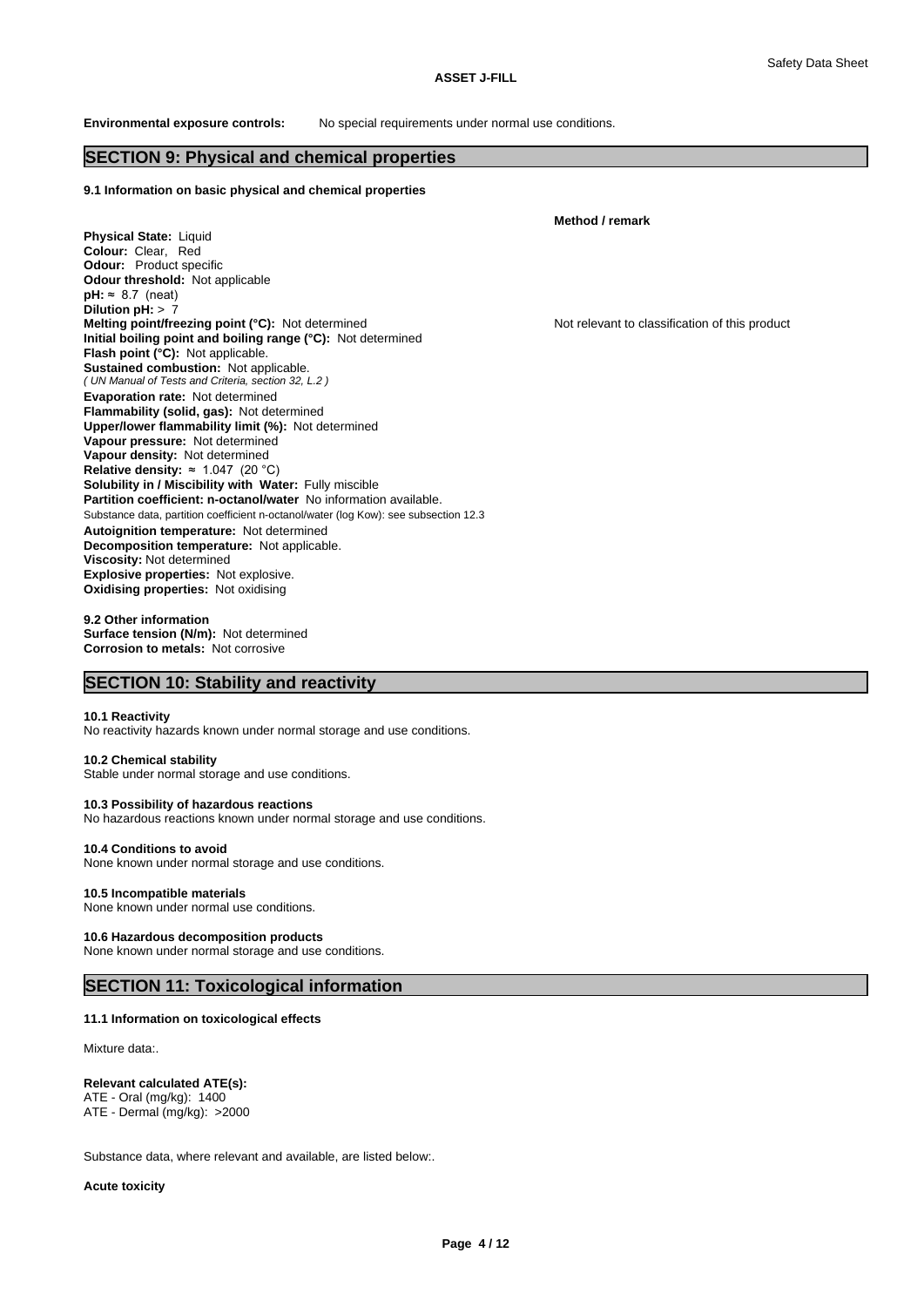**Environmental exposure controls:** No special requirements under normal use conditions.

## SECTION 9: Physical and chemical properties

### 9.1 Information on basic physical and chemical properties

**Method / remark**

**Physical State:** Liquid
**Colour:** Clear, Red
**Odour:** Product specific
**Odour threshold:** Not applicable
**pH:** ≈ 8.7 (neat)
**Dilution pH:** > 7
**Melting point/freezing point (°C):** Not determined — Not relevant to classification of this product
**Initial boiling point and boiling range (°C):** Not determined
**Flash point (°C):** Not applicable.
**Sustained combustion:** Not applicable.
*( UN Manual of Tests and Criteria, section 32, L.2 )*
**Evaporation rate:** Not determined
**Flammability (solid, gas):** Not determined
**Upper/lower flammability limit (%):** Not determined
**Vapour pressure:** Not determined
**Vapour density:** Not determined
**Relative density:** ≈ 1.047 (20 °C)
**Solubility in / Miscibility with Water:** Fully miscible
**Partition coefficient: n-octanol/water** No information available.
Substance data, partition coefficient n-octanol/water (log Kow): see subsection 12.3
**Autoignition temperature:** Not determined
**Decomposition temperature:** Not applicable.
**Viscosity:** Not determined
**Explosive properties:** Not explosive.
**Oxidising properties:** Not oxidising

**9.2 Other information**
**Surface tension (N/m):** Not determined
**Corrosion to metals:** Not corrosive

## SECTION 10: Stability and reactivity

**10.1 Reactivity**
No reactivity hazards known under normal storage and use conditions.

**10.2 Chemical stability**
Stable under normal storage and use conditions.

**10.3 Possibility of hazardous reactions**
No hazardous reactions known under normal storage and use conditions.

**10.4 Conditions to avoid**
None known under normal storage and use conditions.

**10.5 Incompatible materials**
None known under normal use conditions.

**10.6 Hazardous decomposition products**
None known under normal storage and use conditions.

## SECTION 11: Toxicological information

### 11.1 Information on toxicological effects

Mixture data:.

**Relevant calculated ATE(s):**
ATE - Oral (mg/kg): 1400
ATE - Dermal (mg/kg): >2000

Substance data, where relevant and available, are listed below:.

**Acute toxicity**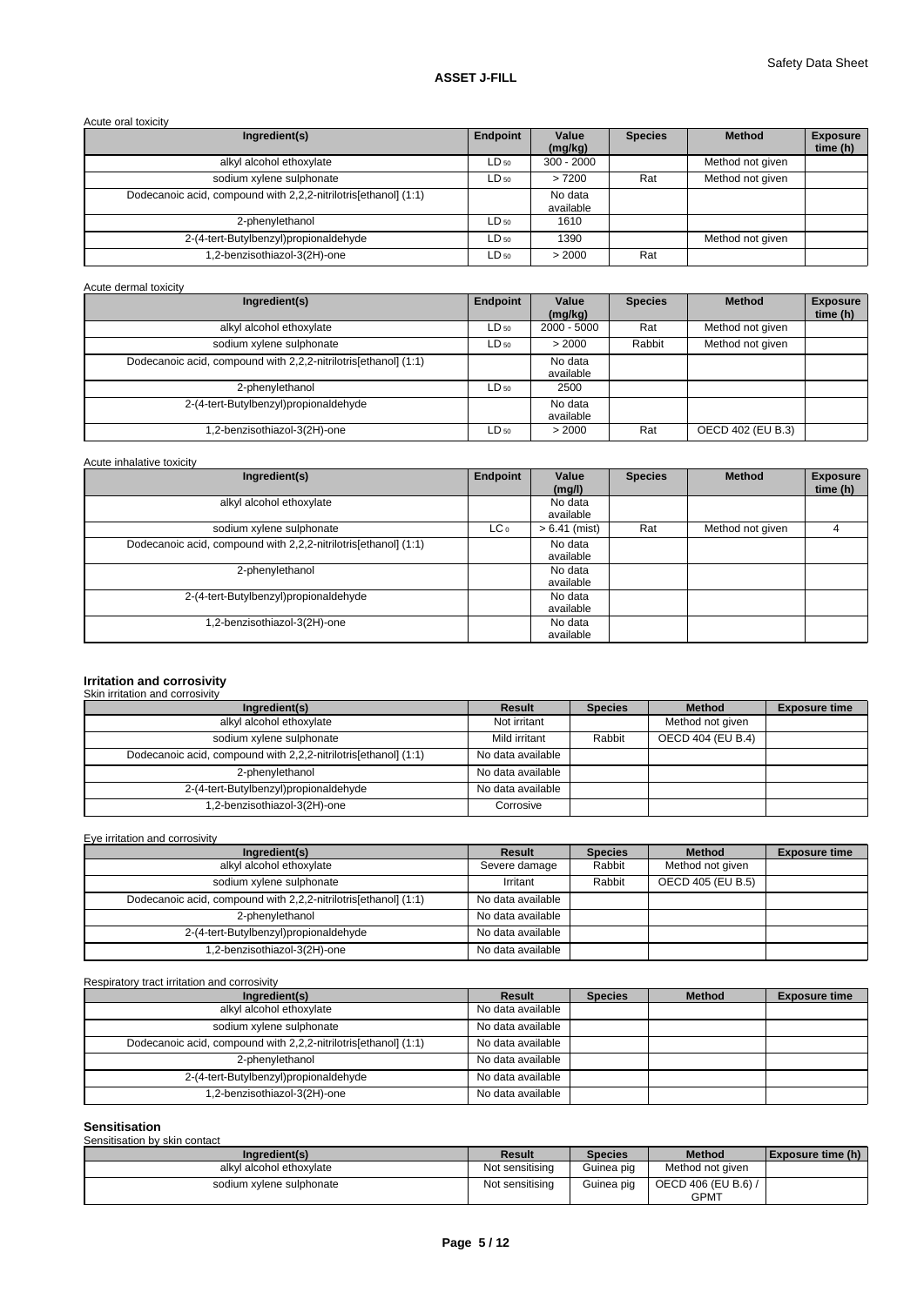Acute oral toxicity

| Ingredient(s) | Endpoint | Value (mg/kg) | Species | Method | Exposure time (h) |
|---|---|---|---|---|---|
| alkyl alcohol ethoxylate | $LD_{50}$ | 300 - 2000 | | Method not given | |
| sodium xylene sulphonate | $LD_{50}$ | > 7200 | Rat | Method not given | |
| Dodecanoic acid, compound with 2,2,2-nitrilotris[ethanol] (1:1) | | No data available | | | |
| 2-phenylethanol | $LD_{50}$ | 1610 | | | |
| 2-(4-tert-Butylbenzyl)propionaldehyde | $LD_{50}$ | 1390 | | Method not given | |
| 1,2-benzisothiazol-3(2H)-one | $LD_{50}$ | > 2000 | Rat | | |

Acute dermal toxicity

| Ingredient(s) | Endpoint | Value (mg/kg) | Species | Method | Exposure time (h) |
|---|---|---|---|---|---|
| alkyl alcohol ethoxylate | $LD_{50}$ | 2000 - 5000 | Rat | Method not given | |
| sodium xylene sulphonate | $LD_{50}$ | > 2000 | Rabbit | Method not given | |
| Dodecanoic acid, compound with 2,2,2-nitrilotris[ethanol] (1:1) | | No data available | | | |
| 2-phenylethanol | $LD_{50}$ | 2500 | | | |
| 2-(4-tert-Butylbenzyl)propionaldehyde | | No data available | | | |
| 1,2-benzisothiazol-3(2H)-one | $LD_{50}$ | > 2000 | Rat | OECD 402 (EU B.3) | |

Acute inhalative toxicity

| Ingredient(s) | Endpoint | Value (mg/l) | Species | Method | Exposure time (h) |
|---|---|---|---|---|---|
| alkyl alcohol ethoxylate | | No data available | | | |
| sodium xylene sulphonate | $LC_0$ | > 6.41 (mist) | Rat | Method not given | 4 |
| Dodecanoic acid, compound with 2,2,2-nitrilotris[ethanol] (1:1) | | No data available | | | |
| 2-phenylethanol | | No data available | | | |
| 2-(4-tert-Butylbenzyl)propionaldehyde | | No data available | | | |
| 1,2-benzisothiazol-3(2H)-one | | No data available | | | |

## Irritation and corrosivity

Skin irritation and corrosivity

| Ingredient(s) | Result | Species | Method | Exposure time |
|---|---|---|---|---|
| alkyl alcohol ethoxylate | Not irritant | | Method not given | |
| sodium xylene sulphonate | Mild irritant | Rabbit | OECD 404 (EU B.4) | |
| Dodecanoic acid, compound with 2,2,2-nitrilotris[ethanol] (1:1) | No data available | | | |
| 2-phenylethanol | No data available | | | |
| 2-(4-tert-Butylbenzyl)propionaldehyde | No data available | | | |
| 1,2-benzisothiazol-3(2H)-one | Corrosive | | | |

Eye irritation and corrosivity

| Ingredient(s) | Result | Species | Method | Exposure time |
|---|---|---|---|---|
| alkyl alcohol ethoxylate | Severe damage | Rabbit | Method not given | |
| sodium xylene sulphonate | Irritant | Rabbit | OECD 405 (EU B.5) | |
| Dodecanoic acid, compound with 2,2,2-nitrilotris[ethanol] (1:1) | No data available | | | |
| 2-phenylethanol | No data available | | | |
| 2-(4-tert-Butylbenzyl)propionaldehyde | No data available | | | |
| 1,2-benzisothiazol-3(2H)-one | No data available | | | |

Respiratory tract irritation and corrosivity

| Ingredient(s) | Result | Species | Method | Exposure time |
|---|---|---|---|---|
| alkyl alcohol ethoxylate | No data available | | | |
| sodium xylene sulphonate | No data available | | | |
| Dodecanoic acid, compound with 2,2,2-nitrilotris[ethanol] (1:1) | No data available | | | |
| 2-phenylethanol | No data available | | | |
| 2-(4-tert-Butylbenzyl)propionaldehyde | No data available | | | |
| 1,2-benzisothiazol-3(2H)-one | No data available | | | |

## Sensitisation

Sensitisation by skin contact

| Ingredient(s) | Result | Species | Method | Exposure time (h) |
|---|---|---|---|---|
| alkyl alcohol ethoxylate | Not sensitising | Guinea pig | Method not given | |
| sodium xylene sulphonate | Not sensitising | Guinea pig | OECD 406 (EU B.6) / GPMT | |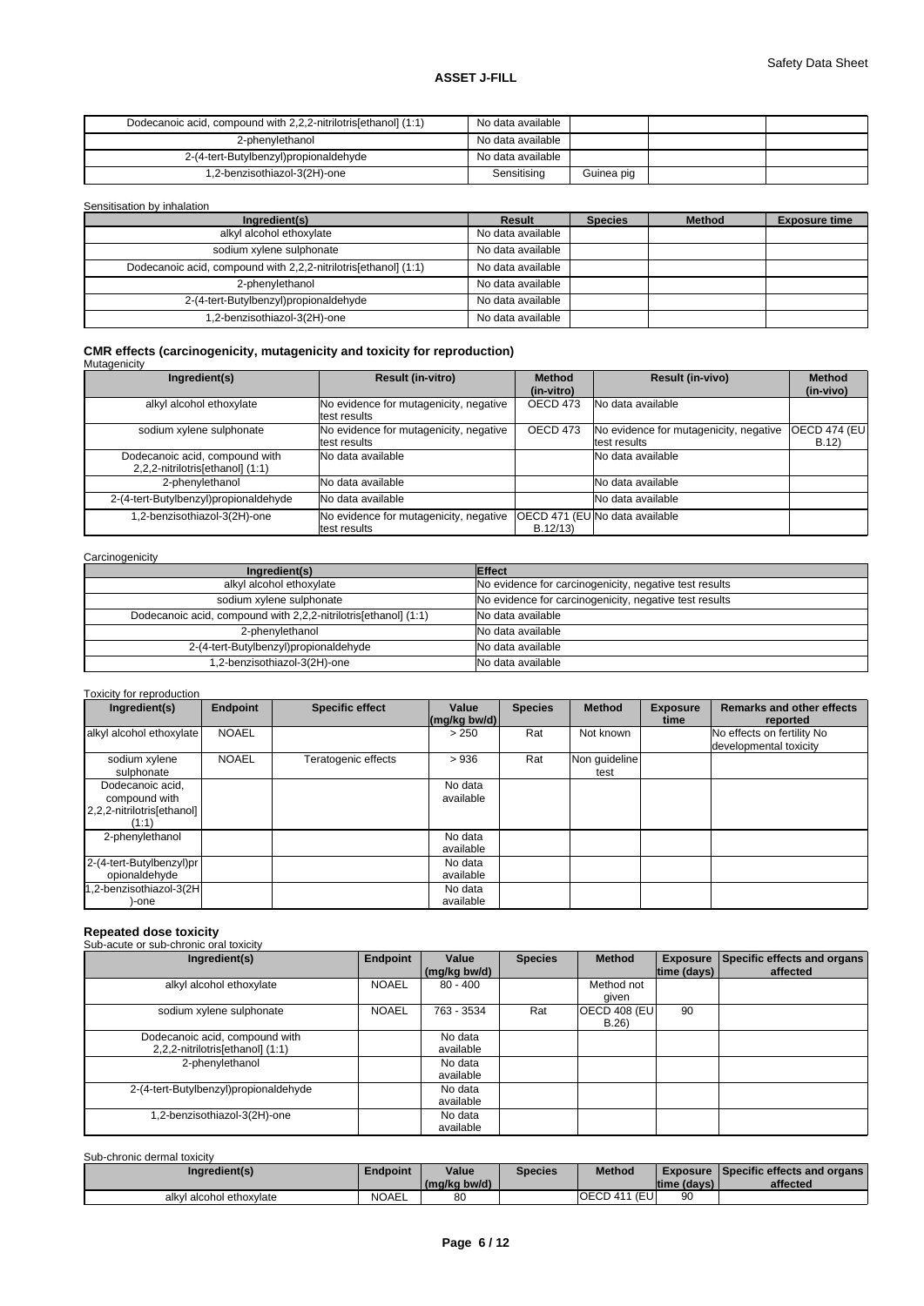| Dodecanoic acid, compound with 2,2,2-nitrilotris[ethanol] (1:1) | No data available | | | |
|---|---|---|---|---|
| 2-phenylethanol | No data available | | | |
| 2-(4-tert-Butylbenzyl)propionaldehyde | No data available | | | |
| 1,2-benzisothiazol-3(2H)-one | Sensitising | Guinea pig | | |

Sensitisation by inhalation

| Ingredient(s) | Result | Species | Method | Exposure time |
|---|---|---|---|---|
| alkyl alcohol ethoxylate | No data available | | | |
| sodium xylene sulphonate | No data available | | | |
| Dodecanoic acid, compound with 2,2,2-nitrilotris[ethanol] (1:1) | No data available | | | |
| 2-phenylethanol | No data available | | | |
| 2-(4-tert-Butylbenzyl)propionaldehyde | No data available | | | |
| 1,2-benzisothiazol-3(2H)-one | No data available | | | |

### CMR effects (carcinogenicity, mutagenicity and toxicity for reproduction)

Mutagenicity

| Ingredient(s) | Result (in-vitro) | Method (in-vitro) | Result (in-vivo) | Method (in-vivo) |
|---|---|---|---|---|
| alkyl alcohol ethoxylate | No evidence for mutagenicity, negative test results | OECD 473 | No data available | |
| sodium xylene sulphonate | No evidence for mutagenicity, negative test results | OECD 473 | No evidence for mutagenicity, negative test results | OECD 474 (EU B.12) |
| Dodecanoic acid, compound with 2,2,2-nitrilotris[ethanol] (1:1) | No data available | | No data available | |
| 2-phenylethanol | No data available | | No data available | |
| 2-(4-tert-Butylbenzyl)propionaldehyde | No data available | | No data available | |
| 1,2-benzisothiazol-3(2H)-one | No evidence for mutagenicity, negative test results | OECD 471 (EU B.12/13) | No data available | |

Carcinogenicity

| Ingredient(s) | Effect |
|---|---|
| alkyl alcohol ethoxylate | No evidence for carcinogenicity, negative test results |
| sodium xylene sulphonate | No evidence for carcinogenicity, negative test results |
| Dodecanoic acid, compound with 2,2,2-nitrilotris[ethanol] (1:1) | No data available |
| 2-phenylethanol | No data available |
| 2-(4-tert-Butylbenzyl)propionaldehyde | No data available |
| 1,2-benzisothiazol-3(2H)-one | No data available |

Toxicity for reproduction

| Ingredient(s) | Endpoint | Specific effect | Value (mg/kg bw/d) | Species | Method | Exposure time | Remarks and other effects reported |
|---|---|---|---|---|---|---|---|
| alkyl alcohol ethoxylate | NOAEL | | > 250 | Rat | Not known | | No effects on fertility No developmental toxicity |
| sodium xylene sulphonate | NOAEL | Teratogenic effects | > 936 | Rat | Non guideline test | | |
| Dodecanoic acid, compound with 2,2,2-nitrilotris[ethanol] (1:1) | | | No data available | | | | |
| 2-phenylethanol | | | No data available | | | | |
| 2-(4-tert-Butylbenzyl)propionaldehyde | | | No data available | | | | |
| 1,2-benzisothiazol-3(2H)-one | | | No data available | | | | |

### Repeated dose toxicity

Sub-acute or sub-chronic oral toxicity

| Ingredient(s) | Endpoint | Value (mg/kg bw/d) | Species | Method | Exposure time (days) | Specific effects and organs affected |
|---|---|---|---|---|---|---|
| alkyl alcohol ethoxylate | NOAEL | 80 - 400 | | Method not given | | |
| sodium xylene sulphonate | NOAEL | 763 - 3534 | Rat | OECD 408 (EU B.26) | 90 | |
| Dodecanoic acid, compound with 2,2,2-nitrilotris[ethanol] (1:1) | | No data available | | | | |
| 2-phenylethanol | | No data available | | | | |
| 2-(4-tert-Butylbenzyl)propionaldehyde | | No data available | | | | |
| 1,2-benzisothiazol-3(2H)-one | | No data available | | | | |

Sub-chronic dermal toxicity

| Ingredient(s) | Endpoint | Value (mg/kg bw/d) | Species | Method | Exposure time (days) | Specific effects and organs affected |
|---|---|---|---|---|---|---|
| alkyl alcohol ethoxylate | NOAEL | 80 | | OECD 411 (EU | 90 | |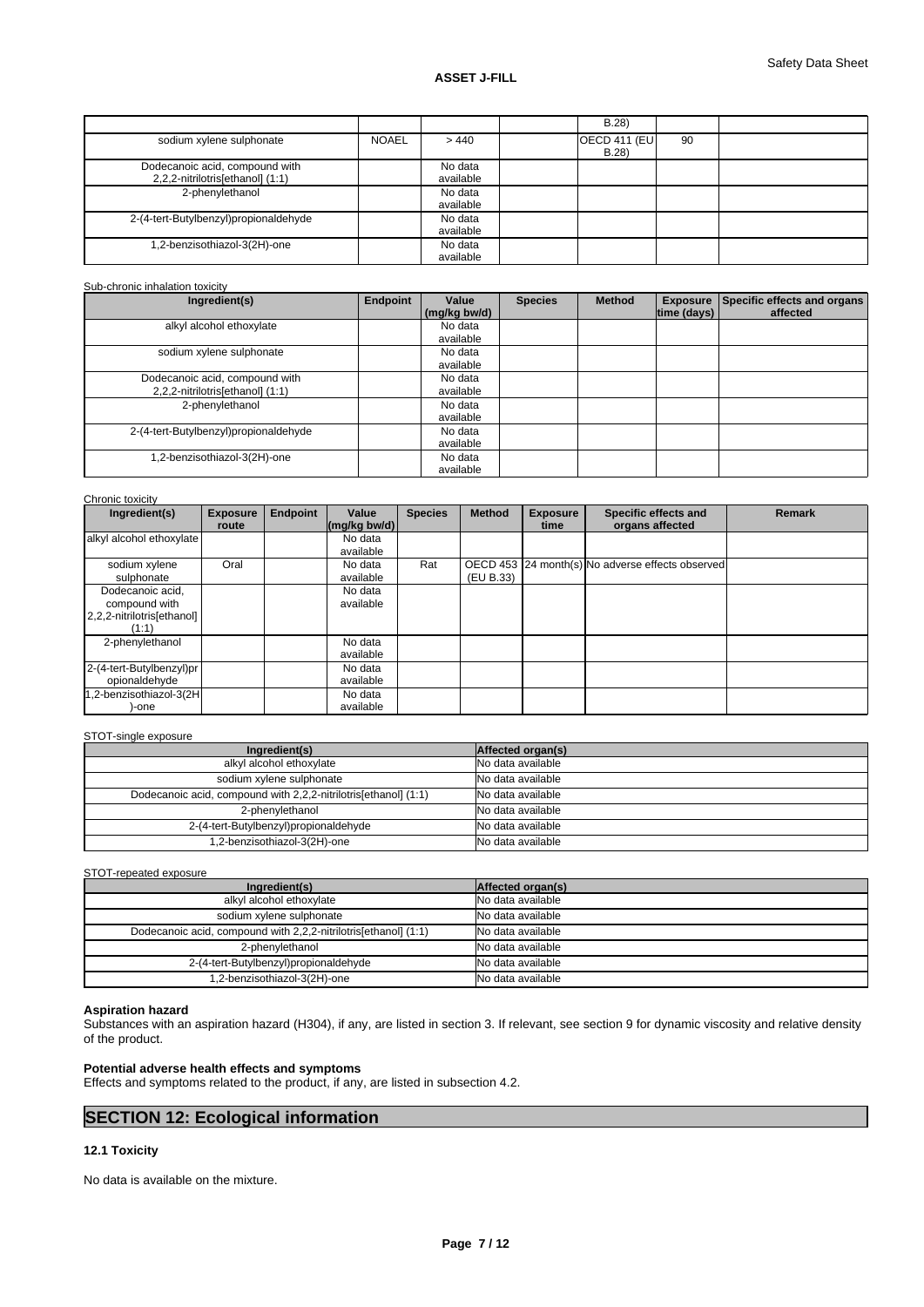| | | | | B.28) | | |
|---|---|---|---|---|---|---|
| sodium xylene sulphonate | NOAEL | > 440 | | OECD 411 (EU B.28) | 90 | |
| Dodecanoic acid, compound with 2,2,2-nitrilotris[ethanol] (1:1) | | No data available | | | | |
| 2-phenylethanol | | No data available | | | | |
| 2-(4-tert-Butylbenzyl)propionaldehyde | | No data available | | | | |
| 1,2-benzisothiazol-3(2H)-one | | No data available | | | | |

Sub-chronic inhalation toxicity

| Ingredient(s) | Endpoint | Value (mg/kg bw/d) | Species | Method | Exposure time (days) | Specific effects and organs affected |
|---|---|---|---|---|---|---|
| alkyl alcohol ethoxylate | | No data available | | | | |
| sodium xylene sulphonate | | No data available | | | | |
| Dodecanoic acid, compound with 2,2,2-nitrilotris[ethanol] (1:1) | | No data available | | | | |
| 2-phenylethanol | | No data available | | | | |
| 2-(4-tert-Butylbenzyl)propionaldehyde | | No data available | | | | |
| 1,2-benzisothiazol-3(2H)-one | | No data available | | | | |

Chronic toxicity

| Ingredient(s) | Exposure route | Endpoint | Value (mg/kg bw/d) | Species | Method | Exposure time | Specific effects and organs affected | Remark |
|---|---|---|---|---|---|---|---|---|
| alkyl alcohol ethoxylate | | | No data available | | | | | |
| sodium xylene sulphonate | Oral | | No data available | Rat | OECD 453 (EU B.33) | 24 month(s) | No adverse effects observed | |
| Dodecanoic acid, compound with 2,2,2-nitrilotris[ethanol] (1:1) | | | No data available | | | | | |
| 2-phenylethanol | | | No data available | | | | | |
| 2-(4-tert-Butylbenzyl)propionaldehyde | | | No data available | | | | | |
| 1,2-benzisothiazol-3(2H)-one | | | No data available | | | | | |

STOT-single exposure

| Ingredient(s) | Affected organ(s) |
|---|---|
| alkyl alcohol ethoxylate | No data available |
| sodium xylene sulphonate | No data available |
| Dodecanoic acid, compound with 2,2,2-nitrilotris[ethanol] (1:1) | No data available |
| 2-phenylethanol | No data available |
| 2-(4-tert-Butylbenzyl)propionaldehyde | No data available |
| 1,2-benzisothiazol-3(2H)-one | No data available |

STOT-repeated exposure

| Ingredient(s) | Affected organ(s) |
|---|---|
| alkyl alcohol ethoxylate | No data available |
| sodium xylene sulphonate | No data available |
| Dodecanoic acid, compound with 2,2,2-nitrilotris[ethanol] (1:1) | No data available |
| 2-phenylethanol | No data available |
| 2-(4-tert-Butylbenzyl)propionaldehyde | No data available |
| 1,2-benzisothiazol-3(2H)-one | No data available |

**Aspiration hazard**

Substances with an aspiration hazard (H304), if any, are listed in section 3. If relevant, see section 9 for dynamic viscosity and relative density of the product.

**Potential adverse health effects and symptoms**

Effects and symptoms related to the product, if any, are listed in subsection 4.2.

## SECTION 12: Ecological information

### 12.1 Toxicity

No data is available on the mixture.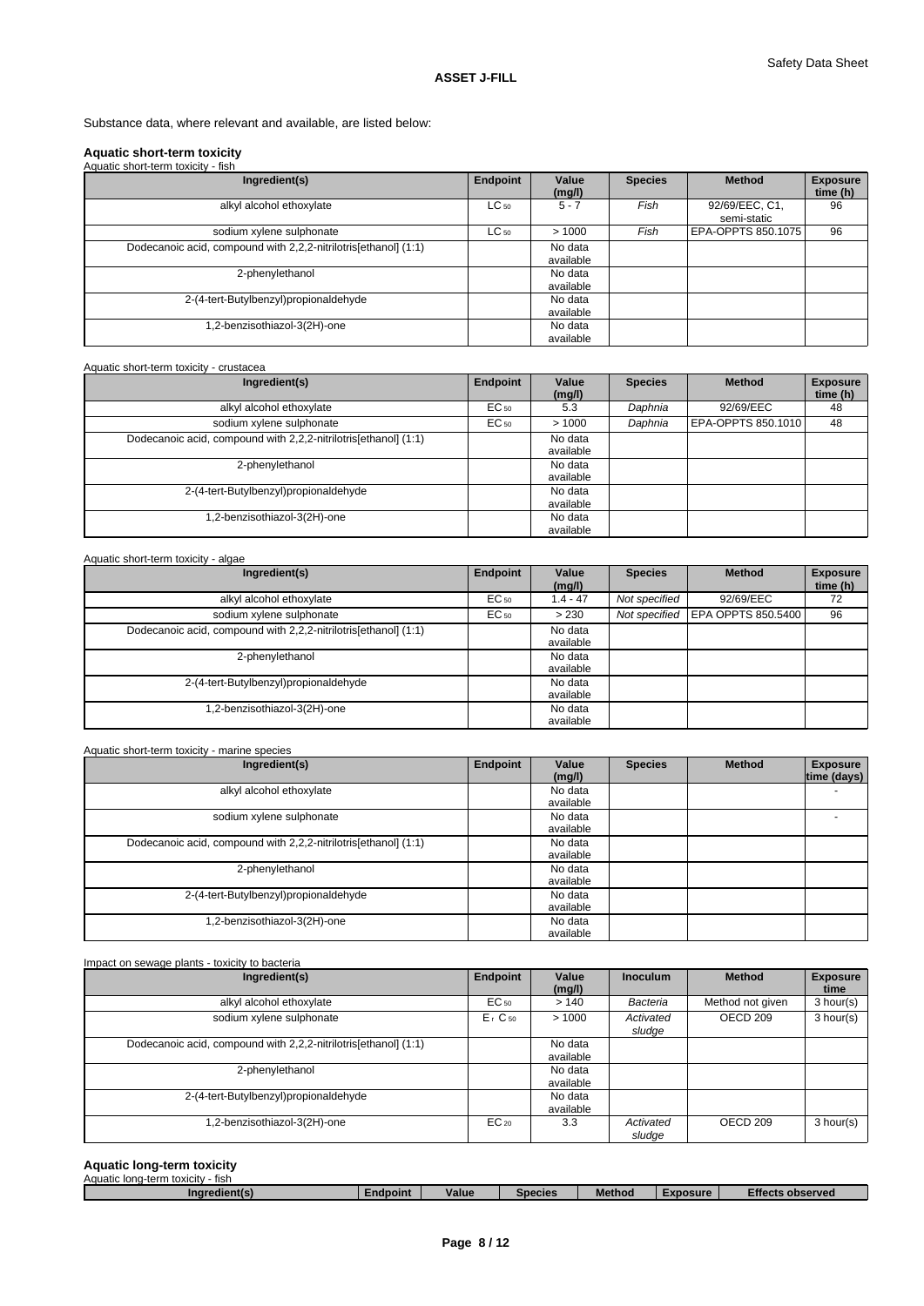Substance data, where relevant and available, are listed below:

**Aquatic short-term toxicity**

Aquatic short-term toxicity - fish

| Ingredient(s) | Endpoint | Value (mg/l) | Species | Method | Exposure time (h) |
|---|---|---|---|---|---|
| alkyl alcohol ethoxylate | $LC_{50}$ | 5 - 7 | *Fish* | 92/69/EEC, C1, semi-static | 96 |
| sodium xylene sulphonate | $LC_{50}$ | > 1000 | *Fish* | EPA-OPPTS 850.1075 | 96 |
| Dodecanoic acid, compound with 2,2,2-nitrilotris[ethanol] (1:1) | | No data available | | | |
| 2-phenylethanol | | No data available | | | |
| 2-(4-tert-Butylbenzyl)propionaldehyde | | No data available | | | |
| 1,2-benzisothiazol-3(2H)-one | | No data available | | | |

Aquatic short-term toxicity - crustacea

| Ingredient(s) | Endpoint | Value (mg/l) | Species | Method | Exposure time (h) |
|---|---|---|---|---|---|
| alkyl alcohol ethoxylate | $EC_{50}$ | 5.3 | *Daphnia* | 92/69/EEC | 48 |
| sodium xylene sulphonate | $EC_{50}$ | > 1000 | *Daphnia* | EPA-OPPTS 850.1010 | 48 |
| Dodecanoic acid, compound with 2,2,2-nitrilotris[ethanol] (1:1) | | No data available | | | |
| 2-phenylethanol | | No data available | | | |
| 2-(4-tert-Butylbenzyl)propionaldehyde | | No data available | | | |
| 1,2-benzisothiazol-3(2H)-one | | No data available | | | |

Aquatic short-term toxicity - algae

| Ingredient(s) | Endpoint | Value (mg/l) | Species | Method | Exposure time (h) |
|---|---|---|---|---|---|
| alkyl alcohol ethoxylate | $EC_{50}$ | 1.4 - 47 | *Not specified* | 92/69/EEC | 72 |
| sodium xylene sulphonate | $EC_{50}$ | > 230 | *Not specified* | EPA OPPTS 850.5400 | 96 |
| Dodecanoic acid, compound with 2,2,2-nitrilotris[ethanol] (1:1) | | No data available | | | |
| 2-phenylethanol | | No data available | | | |
| 2-(4-tert-Butylbenzyl)propionaldehyde | | No data available | | | |
| 1,2-benzisothiazol-3(2H)-one | | No data available | | | |

Aquatic short-term toxicity - marine species

| Ingredient(s) | Endpoint | Value (mg/l) | Species | Method | Exposure time (days) |
|---|---|---|---|---|---|
| alkyl alcohol ethoxylate | | No data available | | | - |
| sodium xylene sulphonate | | No data available | | | - |
| Dodecanoic acid, compound with 2,2,2-nitrilotris[ethanol] (1:1) | | No data available | | | |
| 2-phenylethanol | | No data available | | | |
| 2-(4-tert-Butylbenzyl)propionaldehyde | | No data available | | | |
| 1,2-benzisothiazol-3(2H)-one | | No data available | | | |

Impact on sewage plants - toxicity to bacteria

| Ingredient(s) | Endpoint | Value (mg/l) | Inoculum | Method | Exposure time |
|---|---|---|---|---|---|
| alkyl alcohol ethoxylate | $EC_{50}$ | > 140 | *Bacteria* | Method not given | 3 hour(s) |
| sodium xylene sulphonate | $E_rC_{50}$ | > 1000 | *Activated sludge* | OECD 209 | 3 hour(s) |
| Dodecanoic acid, compound with 2,2,2-nitrilotris[ethanol] (1:1) | | No data available | | | |
| 2-phenylethanol | | No data available | | | |
| 2-(4-tert-Butylbenzyl)propionaldehyde | | No data available | | | |
| 1,2-benzisothiazol-3(2H)-one | $EC_{20}$ | 3.3 | *Activated sludge* | OECD 209 | 3 hour(s) |

**Aquatic long-term toxicity**

Aquatic long-term toxicity - fish

| Ingredient(s) | Endpoint | Value | Species | Method | Exposure | Effects observed |
|---|---|---|---|---|---|---|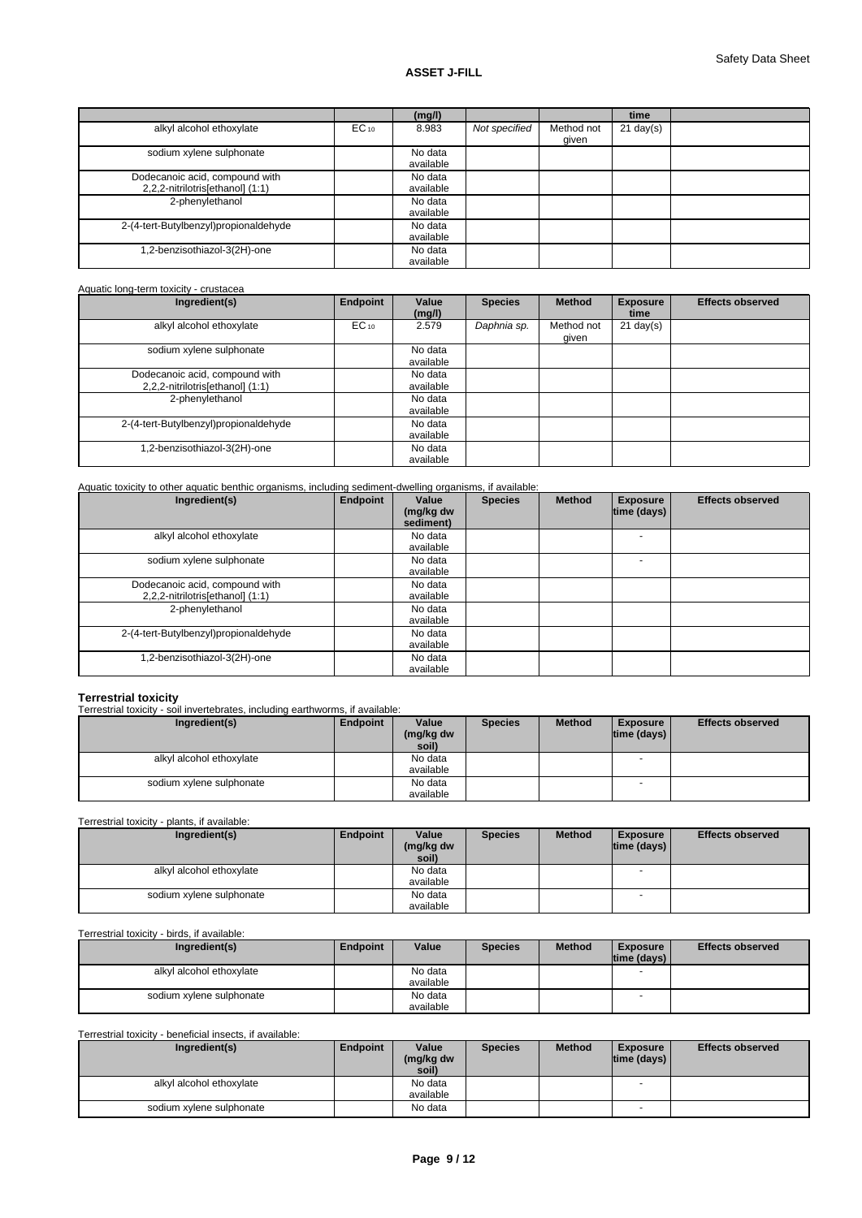| | | (mg/l) | | | time | |
|---|---|---|---|---|---|---|
| alkyl alcohol ethoxylate | $EC_{10}$ | 8.983 | *Not specified* | Method not given | 21 day(s) | |
| sodium xylene sulphonate | | No data available | | | | |
| Dodecanoic acid, compound with 2,2,2-nitrilotris[ethanol] (1:1) | | No data available | | | | |
| 2-phenylethanol | | No data available | | | | |
| 2-(4-tert-Butylbenzyl)propionaldehyde | | No data available | | | | |
| 1,2-benzisothiazol-3(2H)-one | | No data available | | | | |

Aquatic long-term toxicity - crustacea

| Ingredient(s) | Endpoint | Value (mg/l) | Species | Method | Exposure time | Effects observed |
|---|---|---|---|---|---|---|
| alkyl alcohol ethoxylate | $EC_{10}$ | 2.579 | *Daphnia sp.* | Method not given | 21 day(s) | |
| sodium xylene sulphonate | | No data available | | | | |
| Dodecanoic acid, compound with 2,2,2-nitrilotris[ethanol] (1:1) | | No data available | | | | |
| 2-phenylethanol | | No data available | | | | |
| 2-(4-tert-Butylbenzyl)propionaldehyde | | No data available | | | | |
| 1,2-benzisothiazol-3(2H)-one | | No data available | | | | |

Aquatic toxicity to other aquatic benthic organisms, including sediment-dwelling organisms, if available:

| Ingredient(s) | Endpoint | Value (mg/kg dw sediment) | Species | Method | Exposure time (days) | Effects observed |
|---|---|---|---|---|---|---|
| alkyl alcohol ethoxylate | | No data available | | | - | |
| sodium xylene sulphonate | | No data available | | | - | |
| Dodecanoic acid, compound with 2,2,2-nitrilotris[ethanol] (1:1) | | No data available | | | | |
| 2-phenylethanol | | No data available | | | | |
| 2-(4-tert-Butylbenzyl)propionaldehyde | | No data available | | | | |
| 1,2-benzisothiazol-3(2H)-one | | No data available | | | | |

**Terrestrial toxicity**

Terrestrial toxicity - soil invertebrates, including earthworms, if available:

| Ingredient(s) | Endpoint | Value (mg/kg dw soil) | Species | Method | Exposure time (days) | Effects observed |
|---|---|---|---|---|---|---|
| alkyl alcohol ethoxylate | | No data available | | | - | |
| sodium xylene sulphonate | | No data available | | | - | |

Terrestrial toxicity - plants, if available:

| Ingredient(s) | Endpoint | Value (mg/kg dw soil) | Species | Method | Exposure time (days) | Effects observed |
|---|---|---|---|---|---|---|
| alkyl alcohol ethoxylate | | No data available | | | - | |
| sodium xylene sulphonate | | No data available | | | - | |

Terrestrial toxicity - birds, if available:

| Ingredient(s) | Endpoint | Value | Species | Method | Exposure time (days) | Effects observed |
|---|---|---|---|---|---|---|
| alkyl alcohol ethoxylate | | No data available | | | - | |
| sodium xylene sulphonate | | No data available | | | - | |

Terrestrial toxicity - beneficial insects, if available:

| Ingredient(s) | Endpoint | Value (mg/kg dw soil) | Species | Method | Exposure time (days) | Effects observed |
|---|---|---|---|---|---|---|
| alkyl alcohol ethoxylate | | No data available | | | - | |
| sodium xylene sulphonate | | No data | | | - | |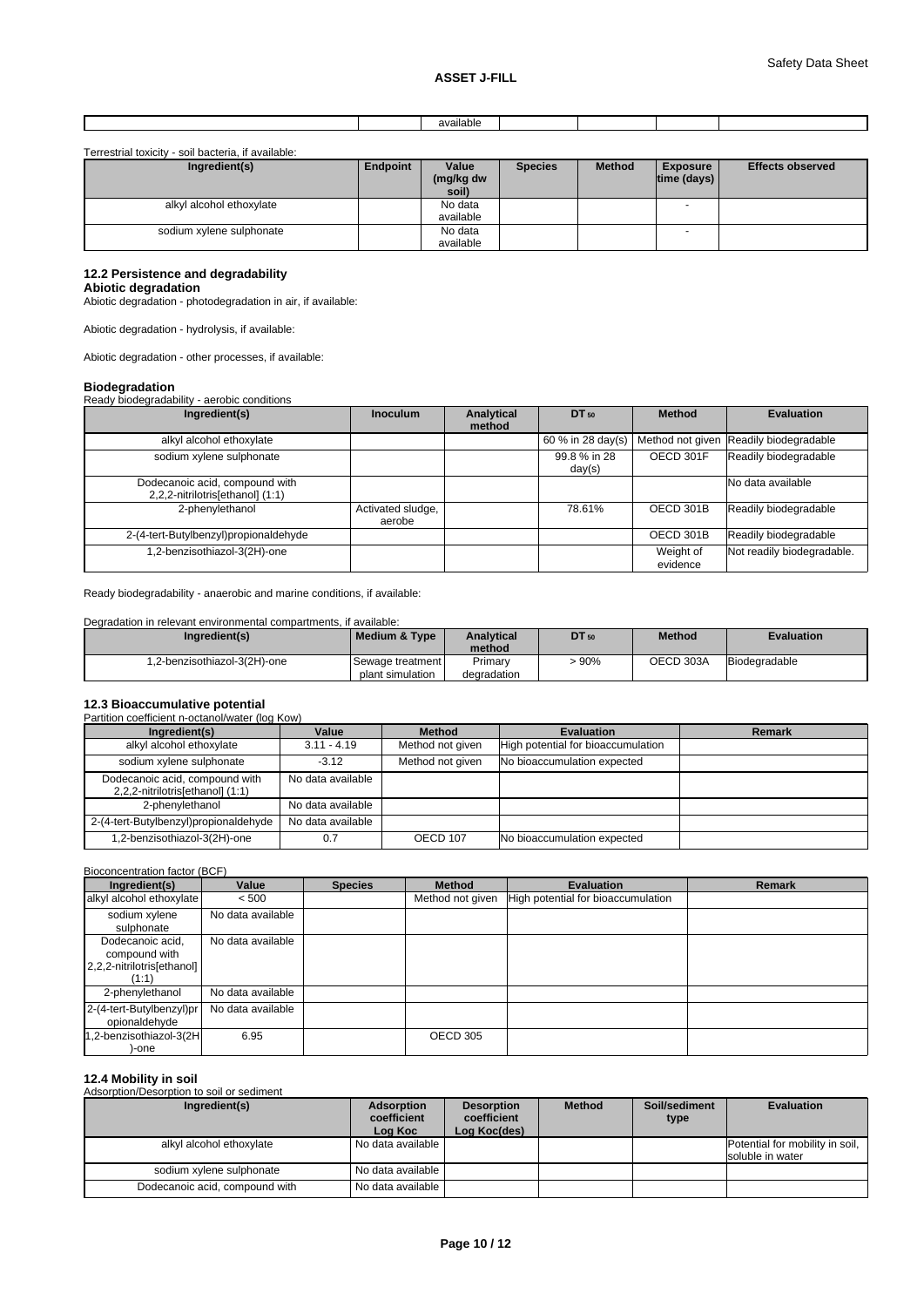| | | available | | | | |
|---|---|---|---|---|---|---|

Terrestrial toxicity - soil bacteria, if available:

| Ingredient(s) | Endpoint | Value (mg/kg dw soil) | Species | Method | Exposure time (days) | Effects observed |
|---|---|---|---|---|---|---|
| alkyl alcohol ethoxylate | | No data available | | | - | |
| sodium xylene sulphonate | | No data available | | | - | |

### 12.2 Persistence and degradability

**Abiotic degradation**

Abiotic degradation - photodegradation in air, if available:

Abiotic degradation - hydrolysis, if available:

Abiotic degradation - other processes, if available:

**Biodegradation**

Ready biodegradability - aerobic conditions

| Ingredient(s) | Inoculum | Analytical method | $DT_{50}$ | Method | Evaluation |
|---|---|---|---|---|---|
| alkyl alcohol ethoxylate | | | 60 % in 28 day(s) | Method not given | Readily biodegradable |
| sodium xylene sulphonate | | | 99.8 % in 28 day(s) | OECD 301F | Readily biodegradable |
| Dodecanoic acid, compound with 2,2,2-nitrilotris[ethanol] (1:1) | | | | | No data available |
| 2-phenylethanol | Activated sludge, aerobe | | 78.61% | OECD 301B | Readily biodegradable |
| 2-(4-tert-Butylbenzyl)propionaldehyde | | | | OECD 301B | Readily biodegradable |
| 1,2-benzisothiazol-3(2H)-one | | | | Weight of evidence | Not readily biodegradable. |

Ready biodegradability - anaerobic and marine conditions, if available:

Degradation in relevant environmental compartments, if available:

| Ingredient(s) | Medium & Type | Analytical method | $DT_{50}$ | Method | Evaluation |
|---|---|---|---|---|---|
| 1,2-benzisothiazol-3(2H)-one | Sewage treatment plant simulation | Primary degradation | > 90% | OECD 303A | Biodegradable |

### 12.3 Bioaccumulative potential

Partition coefficient n-octanol/water (log Kow)

| Ingredient(s) | Value | Method | Evaluation | Remark |
|---|---|---|---|---|
| alkyl alcohol ethoxylate | 3.11 - 4.19 | Method not given | High potential for bioaccumulation | |
| sodium xylene sulphonate | -3.12 | Method not given | No bioaccumulation expected | |
| Dodecanoic acid, compound with 2,2,2-nitrilotris[ethanol] (1:1) | No data available | | | |
| 2-phenylethanol | No data available | | | |
| 2-(4-tert-Butylbenzyl)propionaldehyde | No data available | | | |
| 1,2-benzisothiazol-3(2H)-one | 0.7 | OECD 107 | No bioaccumulation expected | |

Bioconcentration factor (BCF)

| Ingredient(s) | Value | Species | Method | Evaluation | Remark |
|---|---|---|---|---|---|
| alkyl alcohol ethoxylate | < 500 | | Method not given | High potential for bioaccumulation | |
| sodium xylene sulphonate | No data available | | | | |
| Dodecanoic acid, compound with 2,2,2-nitrilotris[ethanol] (1:1) | No data available | | | | |
| 2-phenylethanol | No data available | | | | |
| 2-(4-tert-Butylbenzyl)propionaldehyde | No data available | | | | |
| 1,2-benzisothiazol-3(2H)-one | 6.95 | | OECD 305 | | |

### 12.4 Mobility in soil

Adsorption/Desorption to soil or sediment

| Ingredient(s) | Adsorption coefficient Log Koc | Desorption coefficient Log Koc(des) | Method | Soil/sediment type | Evaluation |
|---|---|---|---|---|---|
| alkyl alcohol ethoxylate | No data available | | | | Potential for mobility in soil, soluble in water |
| sodium xylene sulphonate | No data available | | | | |
| Dodecanoic acid, compound with | No data available | | | | |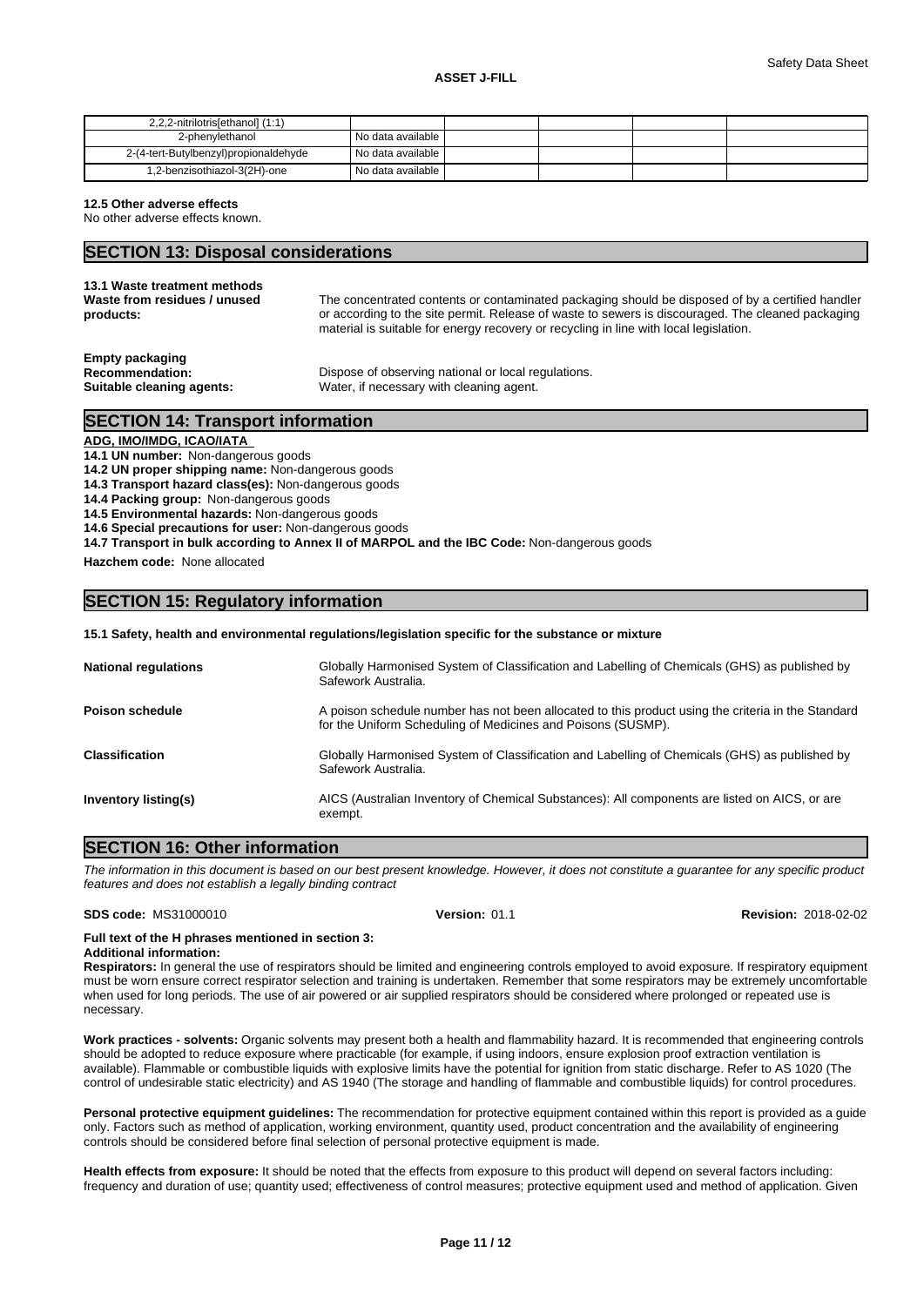| 2,2,2-nitrilotris[ethanol] (1:1) | | | | | |
|---|---|---|---|---|---|
| 2-phenylethanol | No data available | | | | |
| 2-(4-tert-Butylbenzyl)propionaldehyde | No data available | | | | |
| 1,2-benzisothiazol-3(2H)-one | No data available | | | | |

**12.5 Other adverse effects**
No other adverse effects known.

## SECTION 13: Disposal considerations

**13.1 Waste treatment methods**

**Waste from residues / unused products:** The concentrated contents or contaminated packaging should be disposed of by a certified handler or according to the site permit. Release of waste to sewers is discouraged. The cleaned packaging material is suitable for energy recovery or recycling in line with local legislation.

**Empty packaging**

**Recommendation:** Dispose of observing national or local regulations.

**Suitable cleaning agents:** Water, if necessary with cleaning agent.

## SECTION 14: Transport information

**ADG, IMO/IMDG, ICAO/IATA**

**14.1 UN number:** Non-dangerous goods
**14.2 UN proper shipping name:** Non-dangerous goods
**14.3 Transport hazard class(es):** Non-dangerous goods
**14.4 Packing group:** Non-dangerous goods
**14.5 Environmental hazards:** Non-dangerous goods
**14.6 Special precautions for user:** Non-dangerous goods
**14.7 Transport in bulk according to Annex II of MARPOL and the IBC Code:** Non-dangerous goods

**Hazchem code:** None allocated

## SECTION 15: Regulatory information

**15.1 Safety, health and environmental regulations/legislation specific for the substance or mixture**

**National regulations** Globally Harmonised System of Classification and Labelling of Chemicals (GHS) as published by Safework Australia.

**Poison schedule** A poison schedule number has not been allocated to this product using the criteria in the Standard for the Uniform Scheduling of Medicines and Poisons (SUSMP).

**Classification** Globally Harmonised System of Classification and Labelling of Chemicals (GHS) as published by Safework Australia.

**Inventory listing(s)** AICS (Australian Inventory of Chemical Substances): All components are listed on AICS, or are exempt.

## SECTION 16: Other information

*The information in this document is based on our best present knowledge. However, it does not constitute a guarantee for any specific product features and does not establish a legally binding contract*

**SDS code:** MS31000010 **Version:** 01.1 **Revision:** 2018-02-02

**Full text of the H phrases mentioned in section 3:**
**Additional information:**

**Respirators:** In general the use of respirators should be limited and engineering controls employed to avoid exposure. If respiratory equipment must be worn ensure correct respirator selection and training is undertaken. Remember that some respirators may be extremely uncomfortable when used for long periods. The use of air powered or air supplied respirators should be considered where prolonged or repeated use is necessary.

**Work practices - solvents:** Organic solvents may present both a health and flammability hazard. It is recommended that engineering controls should be adopted to reduce exposure where practicable (for example, if using indoors, ensure explosion proof extraction ventilation is available). Flammable or combustible liquids with explosive limits have the potential for ignition from static discharge. Refer to AS 1020 (The control of undesirable static electricity) and AS 1940 (The storage and handling of flammable and combustible liquids) for control procedures.

**Personal protective equipment guidelines:** The recommendation for protective equipment contained within this report is provided as a guide only. Factors such as method of application, working environment, quantity used, product concentration and the availability of engineering controls should be considered before final selection of personal protective equipment is made.

**Health effects from exposure:** It should be noted that the effects from exposure to this product will depend on several factors including: frequency and duration of use; quantity used; effectiveness of control measures; protective equipment used and method of application. Given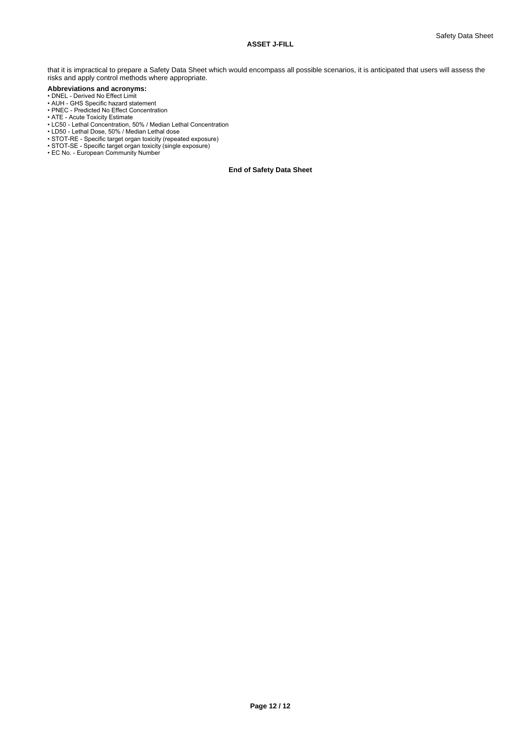that it is impractical to prepare a Safety Data Sheet which would encompass all possible scenarios, it is anticipated that users will assess the risks and apply control methods where appropriate.

**Abbreviations and acronyms:**

- DNEL - Derived No Effect Limit
- AUH - GHS Specific hazard statement
- PNEC - Predicted No Effect Concentration
- ATE - Acute Toxicity Estimate
- LC50 - Lethal Concentration, 50% / Median Lethal Concentration
- LD50 - Lethal Dose, 50% / Median Lethal dose
- STOT-RE - Specific target organ toxicity (repeated exposure)
- STOT-SE - Specific target organ toxicity (single exposure)
- EC No. - European Community Number

**End of Safety Data Sheet**